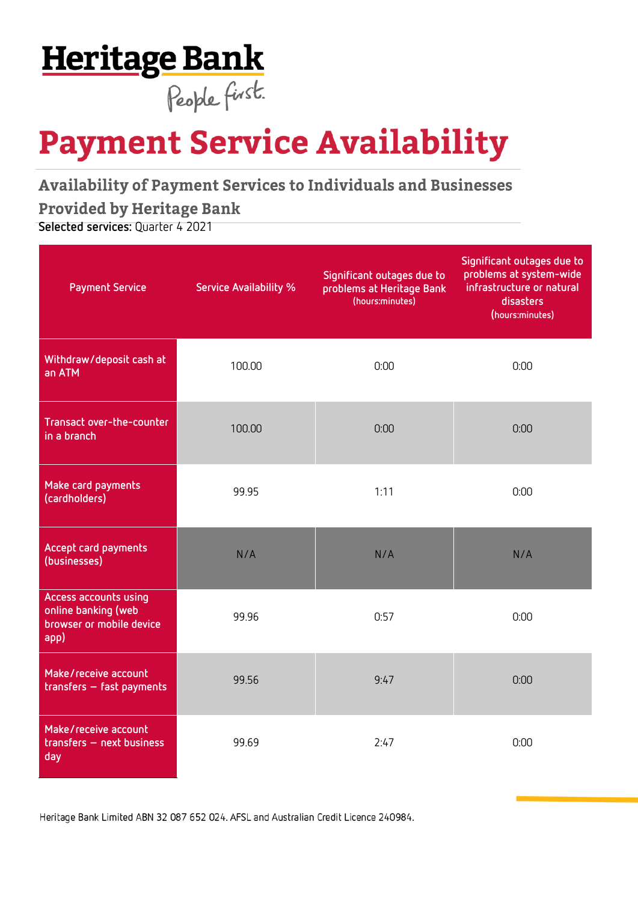Heritage Bank

People first.

# Payment Service Availability

## Availability of Payment Services to Individuals and Businesses Provided by Heritage Bank

**Selected services:** Quarter 4 2021

| Payment Service | Service Availability % | Significant outages due to problems at Heritage Bank (hours:minutes) | Significant outages due to problems at system-wide infrastructure or natural disasters (hours:minutes) |
|---|---|---|---|
| Withdraw/deposit cash at an ATM | 100.00 | 0:00 | 0:00 |
| Transact over-the-counter in a branch | 100.00 | 0:00 | 0:00 |
| Make card payments (cardholders) | 99.95 | 1:11 | 0:00 |
| Accept card payments (businesses) | N/A | N/A | N/A |
| Access accounts using online banking (web browser or mobile device app) | 99.96 | 0:57 | 0:00 |
| Make/receive account transfers – fast payments | 99.56 | 9:47 | 0:00 |
| Make/receive account transfers – next business day | 99.69 | 2:47 | 0:00 |

Heritage Bank Limited ABN 32 087 652 024. AFSL and Australian Credit Licence 240984.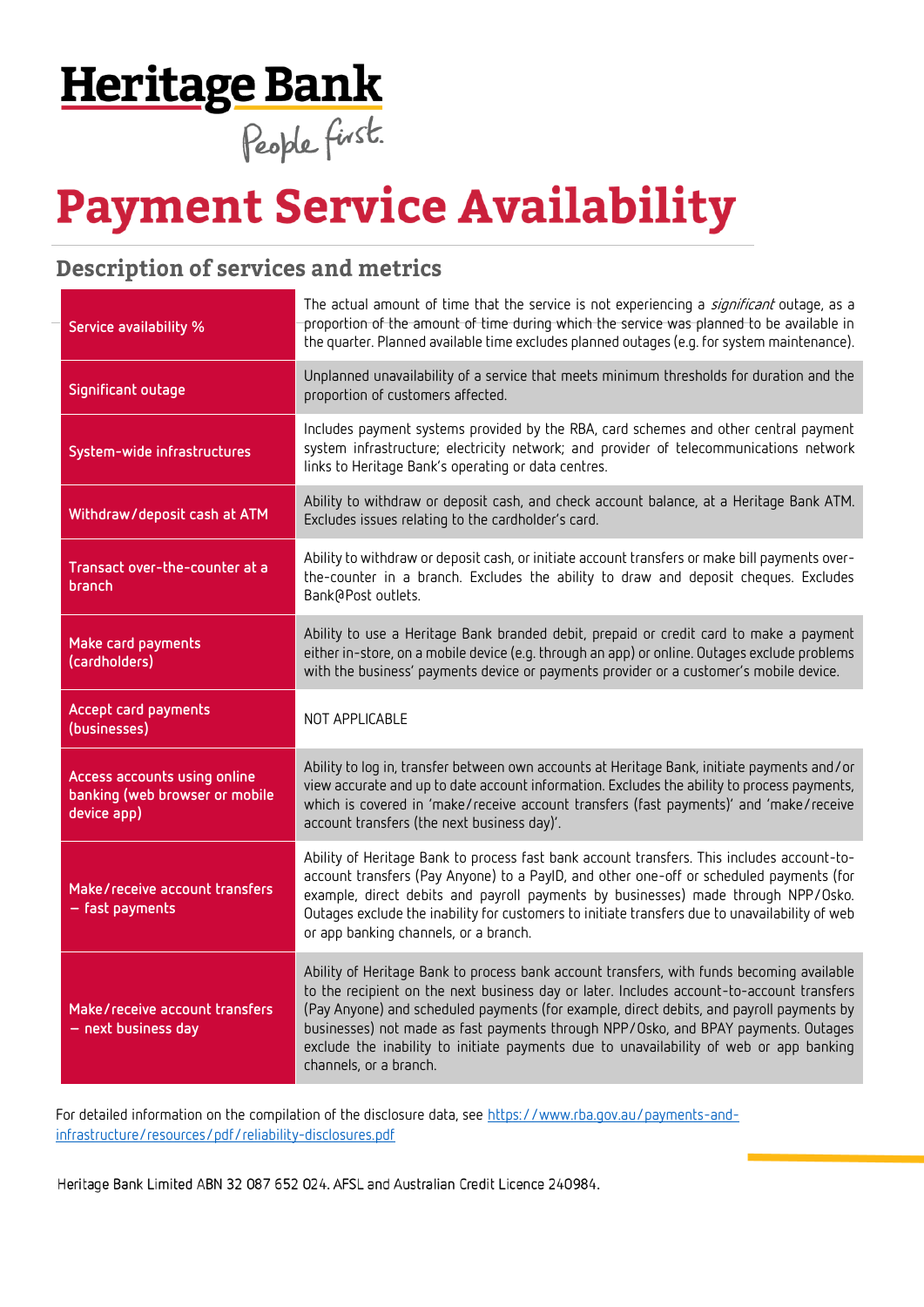# Heritage Bank

People first.

# Payment Service Availability

## Description of services and metrics

| | |
|---|---|
| Service availability % | The actual amount of time that the service is not experiencing a *significant* outage, as a proportion of the amount of time during which the service was planned to be available in the quarter. Planned available time excludes planned outages (e.g. for system maintenance). |
| Significant outage | Unplanned unavailability of a service that meets minimum thresholds for duration and the proportion of customers affected. |
| System-wide infrastructures | Includes payment systems provided by the RBA, card schemes and other central payment system infrastructure; electricity network; and provider of telecommunications network links to Heritage Bank's operating or data centres. |
| Withdraw/deposit cash at ATM | Ability to withdraw or deposit cash, and check account balance, at a Heritage Bank ATM. Excludes issues relating to the cardholder's card. |
| Transact over-the-counter at a branch | Ability to withdraw or deposit cash, or initiate account transfers or make bill payments over-the-counter in a branch. Excludes the ability to draw and deposit cheques. Excludes Bank@Post outlets. |
| Make card payments (cardholders) | Ability to use a Heritage Bank branded debit, prepaid or credit card to make a payment either in-store, on a mobile device (e.g. through an app) or online. Outages exclude problems with the business' payments device or payments provider or a customer's mobile device. |
| Accept card payments (businesses) | NOT APPLICABLE |
| Access accounts using online banking (web browser or mobile device app) | Ability to log in, transfer between own accounts at Heritage Bank, initiate payments and/or view accurate and up to date account information. Excludes the ability to process payments, which is covered in 'make/receive account transfers (fast payments)' and 'make/receive account transfers (the next business day)'. |
| Make/receive account transfers – fast payments | Ability of Heritage Bank to process fast bank account transfers. This includes account-to-account transfers (Pay Anyone) to a PayID, and other one-off or scheduled payments (for example, direct debits and payroll payments by businesses) made through NPP/Osko. Outages exclude the inability for customers to initiate transfers due to unavailability of web or app banking channels, or a branch. |
| Make/receive account transfers – next business day | Ability of Heritage Bank to process bank account transfers, with funds becoming available to the recipient on the next business day or later. Includes account-to-account transfers (Pay Anyone) and scheduled payments (for example, direct debits, and payroll payments by businesses) not made as fast payments through NPP/Osko, and BPAY payments. Outages exclude the inability to initiate payments due to unavailability of web or app banking channels, or a branch. |

For detailed information on the compilation of the disclosure data, see https://www.rba.gov.au/payments-and-infrastructure/resources/pdf/reliability-disclosures.pdf

Heritage Bank Limited ABN 32 087 652 024. AFSL and Australian Credit Licence 240984.